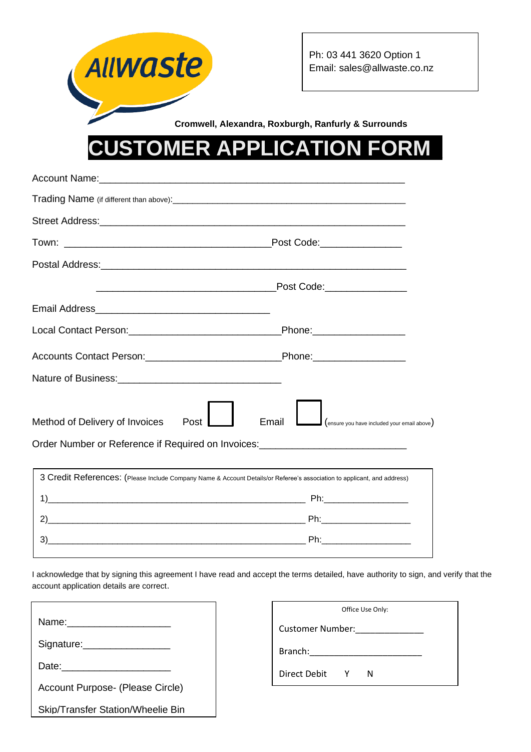Allwaste

Ph: 03 441 3620 Option 1
Email: sales@allwaste.co.nz

**Cromwell, Alexandra, Roxburgh, Ranfurly & Surrounds**

# CUSTOMER APPLICATION FORM

Account Name:______________________________________________________

Trading Name (if different than above):____________________________________________

Street Address:_____________________________________________________

Town: ______________________________________Post Code:______________

Postal Address:_____________________________________________________

________________________________Post Code:______________

Email Address________________________________

Local Contact Person:___________________________Phone:________________

Accounts Contact Person:________________________Phone:________________

Nature of Business:_____________________________

Method of Delivery of Invoices Post ☐ Email ☐ (ensure you have included your email above)

Order Number or Reference if Required on Invoices:___________________________

3 Credit References: (Please Include Company Name & Account Details/or Referee's association to applicant, and address)

1)_______________________________________________ Ph:________________

2)_______________________________________________ Ph:________________

3)_______________________________________________ Ph:________________

I acknowledge that by signing this agreement I have read and accept the terms detailed, have authority to sign, and verify that the account application details are correct.

Name:___________________

Signature:________________

Date:____________________

Account Purpose- (Please Circle)

Skip/Transfer Station/Wheelie Bin

Office Use Only:

Customer Number:_____________

Branch:______________________

Direct Debit Y N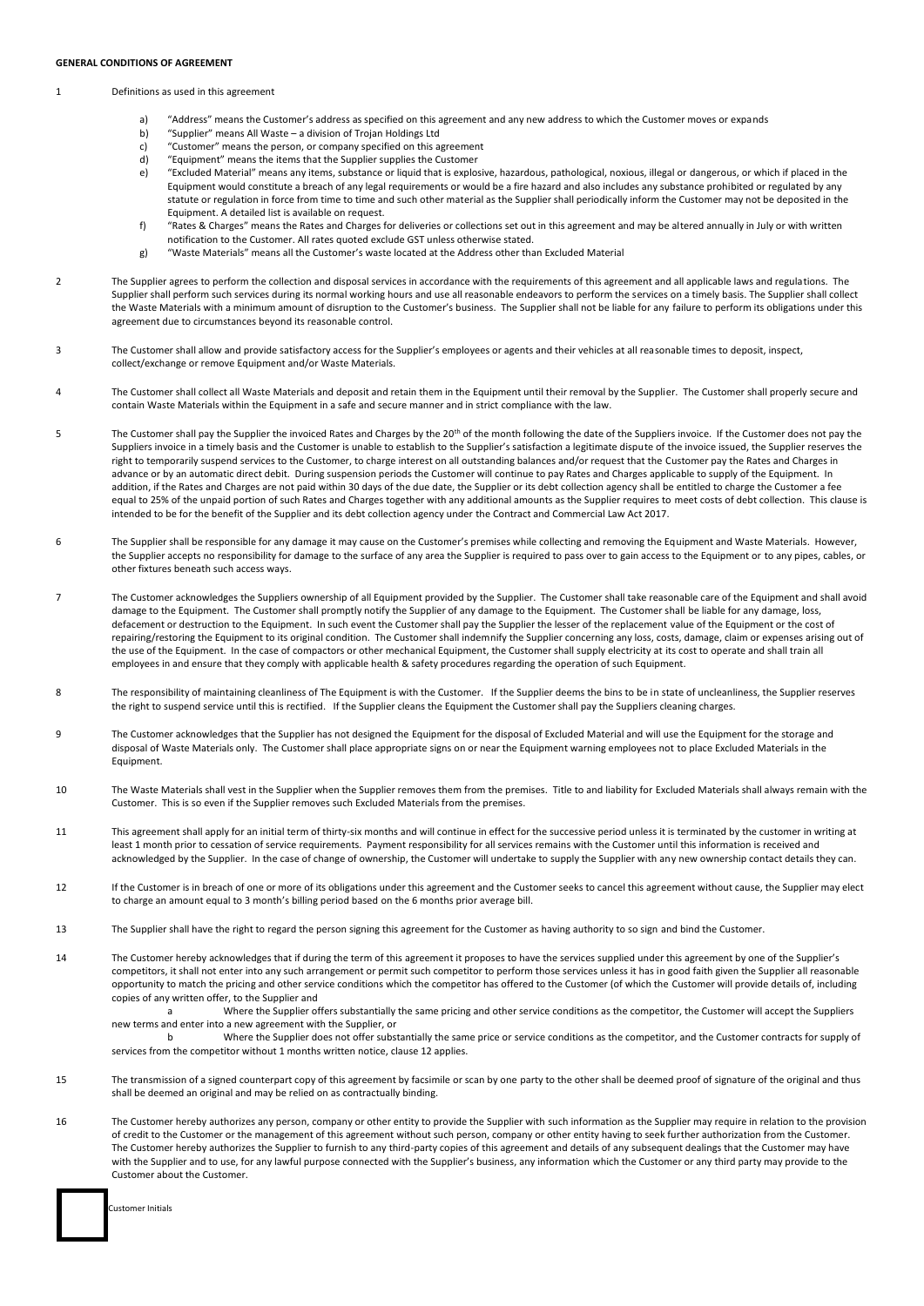**GENERAL CONDITIONS OF AGREEMENT**

1 Definitions as used in this agreement

a) "Address" means the Customer's address as specified on this agreement and any new address to which the Customer moves or expands
b) "Supplier" means All Waste – a division of Trojan Holdings Ltd
c) "Customer" means the person, or company specified on this agreement
d) "Equipment" means the items that the Supplier supplies the Customer
e) "Excluded Material" means any items, substance or liquid that is explosive, hazardous, pathological, noxious, illegal or dangerous, or which if placed in the Equipment would constitute a breach of any legal requirements or would be a fire hazard and also includes any substance prohibited or regulated by any statute or regulation in force from time to time and such other material as the Supplier shall periodically inform the Customer may not be deposited in the Equipment. A detailed list is available on request.
f) "Rates & Charges" means the Rates and Charges for deliveries or collections set out in this agreement and may be altered annually in July or with written notification to the Customer. All rates quoted exclude GST unless otherwise stated.
g) "Waste Materials" means all the Customer's waste located at the Address other than Excluded Material

2 The Supplier agrees to perform the collection and disposal services in accordance with the requirements of this agreement and all applicable laws and regulations. The Supplier shall perform such services during its normal working hours and use all reasonable endeavors to perform the services on a timely basis. The Supplier shall collect the Waste Materials with a minimum amount of disruption to the Customer's business. The Supplier shall not be liable for any failure to perform its obligations under this agreement due to circumstances beyond its reasonable control.

3 The Customer shall allow and provide satisfactory access for the Supplier's employees or agents and their vehicles at all reasonable times to deposit, inspect, collect/exchange or remove Equipment and/or Waste Materials.

4 The Customer shall collect all Waste Materials and deposit and retain them in the Equipment until their removal by the Supplier. The Customer shall properly secure and contain Waste Materials within the Equipment in a safe and secure manner and in strict compliance with the law.

5 The Customer shall pay the Supplier the invoiced Rates and Charges by the 20th of the month following the date of the Suppliers invoice. If the Customer does not pay the Suppliers invoice in a timely basis and the Customer is unable to establish to the Supplier's satisfaction a legitimate dispute of the invoice issued, the Supplier reserves the right to temporarily suspend services to the Customer, to charge interest on all outstanding balances and/or request that the Customer pay the Rates and Charges in advance or by an automatic direct debit. During suspension periods the Customer will continue to pay Rates and Charges applicable to supply of the Equipment. In addition, if the Rates and Charges are not paid within 30 days of the due date, the Supplier or its debt collection agency shall be entitled to charge the Customer a fee equal to 25% of the unpaid portion of such Rates and Charges together with any additional amounts as the Supplier requires to meet costs of debt collection. This clause is intended to be for the benefit of the Supplier and its debt collection agency under the Contract and Commercial Law Act 2017.

6 The Supplier shall be responsible for any damage it may cause on the Customer's premises while collecting and removing the Equipment and Waste Materials. However, the Supplier accepts no responsibility for damage to the surface of any area the Supplier is required to pass over to gain access to the Equipment or to any pipes, cables, or other fixtures beneath such access ways.

7 The Customer acknowledges the Suppliers ownership of all Equipment provided by the Supplier. The Customer shall take reasonable care of the Equipment and shall avoid damage to the Equipment. The Customer shall promptly notify the Supplier of any damage to the Equipment. The Customer shall be liable for any damage, loss, defacement or destruction to the Equipment. In such event the Customer shall pay the Supplier the lesser of the replacement value of the Equipment or the cost of repairing/restoring the Equipment to its original condition. The Customer shall indemnify the Supplier concerning any loss, costs, damage, claim or expenses arising out of the use of the Equipment. In the case of compactors or other mechanical Equipment, the Customer shall supply electricity at its cost to operate and shall train all employees in and ensure that they comply with applicable health & safety procedures regarding the operation of such Equipment.

8 The responsibility of maintaining cleanliness of The Equipment is with the Customer. If the Supplier deems the bins to be in state of uncleanliness, the Supplier reserves the right to suspend service until this is rectified. If the Supplier cleans the Equipment the Customer shall pay the Suppliers cleaning charges.

9 The Customer acknowledges that the Supplier has not designed the Equipment for the disposal of Excluded Material and will use the Equipment for the storage and disposal of Waste Materials only. The Customer shall place appropriate signs on or near the Equipment warning employees not to place Excluded Materials in the Equipment.

10 The Waste Materials shall vest in the Supplier when the Supplier removes them from the premises. Title to and liability for Excluded Materials shall always remain with the Customer. This is so even if the Supplier removes such Excluded Materials from the premises.

11 This agreement shall apply for an initial term of thirty-six months and will continue in effect for the successive period unless it is terminated by the customer in writing at least 1 month prior to cessation of service requirements. Payment responsibility for all services remains with the Customer until this information is received and acknowledged by the Supplier. In the case of change of ownership, the Customer will undertake to supply the Supplier with any new ownership contact details they can.

12 If the Customer is in breach of one or more of its obligations under this agreement and the Customer seeks to cancel this agreement without cause, the Supplier may elect to charge an amount equal to 3 month's billing period based on the 6 months prior average bill.

13 The Supplier shall have the right to regard the person signing this agreement for the Customer as having authority to so sign and bind the Customer.

14 The Customer hereby acknowledges that if during the term of this agreement it proposes to have the services supplied under this agreement by one of the Supplier's competitors, it shall not enter into any such arrangement or permit such competitor to perform those services unless it has in good faith given the Supplier all reasonable opportunity to match the pricing and other service conditions which the competitor has offered to the Customer (of which the Customer will provide details of, including copies of any written offer, to the Supplier and

a Where the Supplier offers substantially the same pricing and other service conditions as the competitor, the Customer will accept the Suppliers new terms and enter into a new agreement with the Supplier, or

b Where the Supplier does not offer substantially the same price or service conditions as the competitor, and the Customer contracts for supply of services from the competitor without 1 months written notice, clause 12 applies.

15 The transmission of a signed counterpart copy of this agreement by facsimile or scan by one party to the other shall be deemed proof of signature of the original and thus shall be deemed an original and may be relied on as contractually binding.

16 The Customer hereby authorizes any person, company or other entity to provide the Supplier with such information as the Supplier may require in relation to the provision of credit to the Customer or the management of this agreement without such person, company or other entity having to seek further authorization from the Customer. The Customer hereby authorizes the Supplier to furnish to any third-party copies of this agreement and details of any subsequent dealings that the Customer may have with the Supplier and to use, for any lawful purpose connected with the Supplier's business, any information which the Customer or any third party may provide to the Customer about the Customer.

Customer Initials